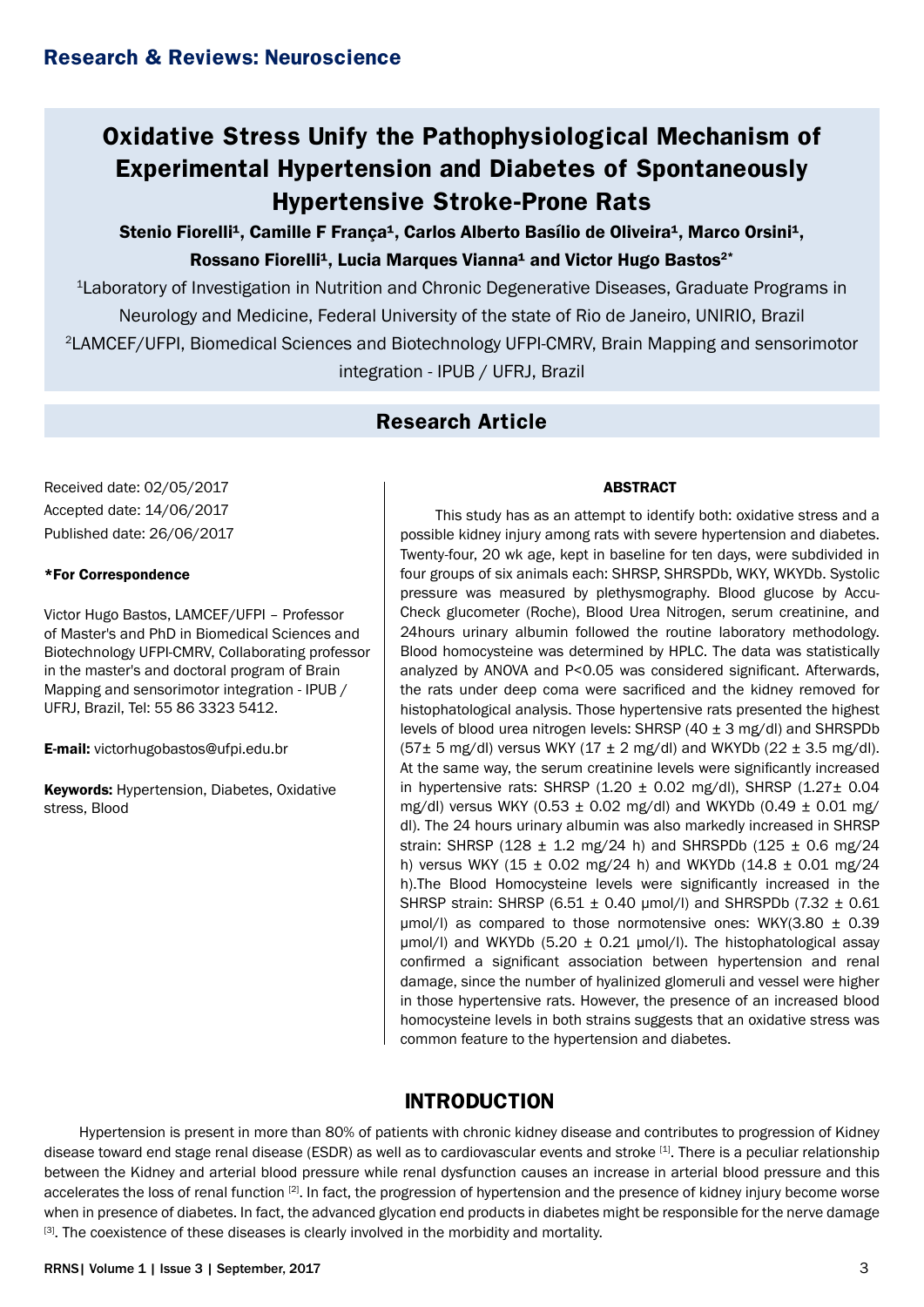# Oxidative Stress Unify the Pathophysiological Mechanism of Experimental Hypertension and Diabetes of Spontaneously Hypertensive Stroke-Prone Rats

**Stenio Fiorelli[1], Camille F França[1], Carlos Alberto Basílio de Oliveira[1], Marco Orsini[1], Rossano Fiorelli[1], Lucia Marques Vianna[1] and Victor Hugo Bastos[2*]**

[1]Laboratory of Investigation in Nutrition and Chronic Degenerative Diseases, Graduate Programs in Neurology and Medicine, Federal University of the state of Rio de Janeiro, UNIRIO, Brazil

[2]LAMCEF/UFPI, Biomedical Sciences and Biotechnology UFPI-CMRV, Brain Mapping and sensorimotor integration - IPUB / UFRJ, Brazil

## Research Article

Received date: 02/05/2017

Accepted date: 14/06/2017

Published date: 26/06/2017

**\*For Correspondence**

Victor Hugo Bastos, LAMCEF/UFPI – Professor of Master's and PhD in Biomedical Sciences and Biotechnology UFPI-CMRV, Collaborating professor in the master's and doctoral program of Brain Mapping and sensorimotor integration - IPUB / UFRJ, Brazil, Tel: 55 86 3323 5412.

**E-mail:** victorhugobastos@ufpi.edu.br

**Keywords:** Hypertension, Diabetes, Oxidative stress, Blood

### ABSTRACT

This study has as an attempt to identify both: oxidative stress and a possible kidney injury among rats with severe hypertension and diabetes. Twenty-four, 20 wk age, kept in baseline for ten days, were subdivided in four groups of six animals each: SHRSP, SHRSPDb, WKY, WKYDb. Systolic pressure was measured by plethysmography. Blood glucose by Accu-Check glucometer (Roche), Blood Urea Nitrogen, serum creatinine, and 24hours urinary albumin followed the routine laboratory methodology. Blood homocysteine was determined by HPLC. The data was statistically analyzed by ANOVA and $P<0.05$ was considered significant. Afterwards, the rats under deep coma were sacrificed and the kidney removed for histophatological analysis. Those hypertensive rats presented the highest levels of blood urea nitrogen levels: SHRSP ($40 \pm 3$ mg/dl) and SHRSPDb ($57\pm 5$ mg/dl) versus WKY ($17 \pm 2$ mg/dl) and WKYDb ($22 \pm 3.5$ mg/dl). At the same way, the serum creatinine levels were significantly increased in hypertensive rats: SHRSP ($1.20 \pm 0.02$ mg/dl), SHRSP ($1.27\pm 0.04$ mg/dl) versus WKY ($0.53 \pm 0.02$ mg/dl) and WKYDb ($0.49 \pm 0.01$ mg/dl). The 24 hours urinary albumin was also markedly increased in SHRSP strain: SHRSP ($128 \pm 1.2$ mg/24 h) and SHRSPDb ($125 \pm 0.6$ mg/24 h) versus WKY ($15 \pm 0.02$ mg/24 h) and WKYDb ($14.8 \pm 0.01$ mg/24 h).The Blood Homocysteine levels were significantly increased in the SHRSP strain: SHRSP ($6.51 \pm 0.40$ µmol/l) and SHRSPDb ($7.32 \pm 0.61$ µmol/l) as compared to those normotensive ones: WKY($3.80 \pm 0.39$ µmol/l) and WKYDb ($5.20 \pm 0.21$ µmol/l). The histophatological assay confirmed a significant association between hypertension and renal damage, since the number of hyalinized glomeruli and vessel were higher in those hypertensive rats. However, the presence of an increased blood homocysteine levels in both strains suggests that an oxidative stress was common feature to the hypertension and diabetes.

## INTRODUCTION

Hypertension is present in more than 80% of patients with chronic kidney disease and contributes to progression of Kidney disease toward end stage renal disease (ESDR) as well as to cardiovascular events and stroke [1]. There is a peculiar relationship between the Kidney and arterial blood pressure while renal dysfunction causes an increase in arterial blood pressure and this accelerates the loss of renal function [2]. In fact, the progression of hypertension and the presence of kidney injury become worse when in presence of diabetes. In fact, the advanced glycation end products in diabetes might be responsible for the nerve damage [3]. The coexistence of these diseases is clearly involved in the morbidity and mortality.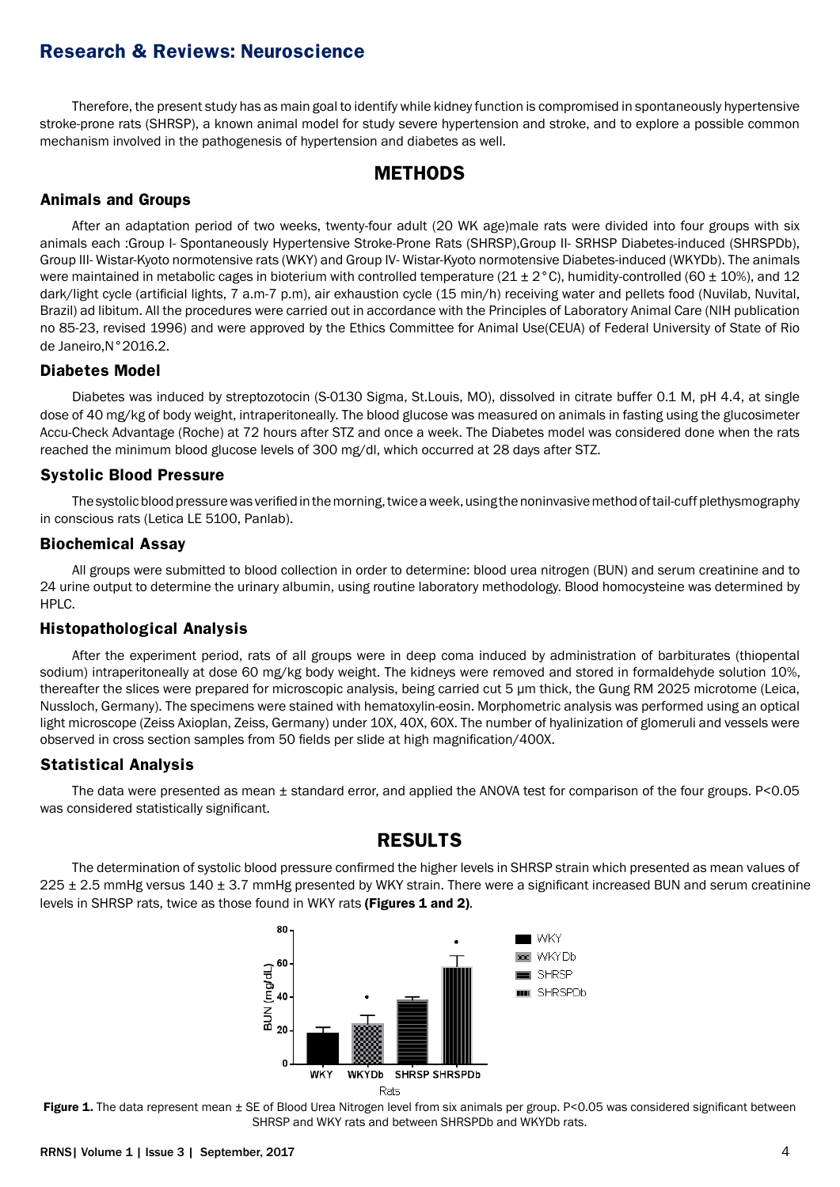Therefore, the present study has as main goal to identify while kidney function is compromised in spontaneously hypertensive stroke-prone rats (SHRSP), a known animal model for study severe hypertension and stroke, and to explore a possible common mechanism involved in the pathogenesis of hypertension and diabetes as well.

## METHODS

### Animals and Groups

After an adaptation period of two weeks, twenty-four adult (20 WK age)male rats were divided into four groups with six animals each :Group I- Spontaneously Hypertensive Stroke-Prone Rats (SHRSP),Group II- SRHSP Diabetes-induced (SHRSPDb), Group III- Wistar-Kyoto normotensive rats (WKY) and Group IV- Wistar-Kyoto normotensive Diabetes-induced (WKYDb). The animals were maintained in metabolic cages in bioterium with controlled temperature (21 ± 2°C), humidity-controlled (60 ± 10%), and 12 dark/light cycle (artificial lights, 7 a.m-7 p.m), air exhaustion cycle (15 min/h) receiving water and pellets food (Nuvilab, Nuvital, Brazil) ad libitum. All the procedures were carried out in accordance with the Principles of Laboratory Animal Care (NIH publication no 85-23, revised 1996) and were approved by the Ethics Committee for Animal Use(CEUA) of Federal University of State of Rio de Janeiro,N°2016.2.

### Diabetes Model

Diabetes was induced by streptozotocin (S-0130 Sigma, St.Louis, MO), dissolved in citrate buffer 0.1 M, pH 4.4, at single dose of 40 mg/kg of body weight, intraperitoneally. The blood glucose was measured on animals in fasting using the glucosimeter Accu-Check Advantage (Roche) at 72 hours after STZ and once a week. The Diabetes model was considered done when the rats reached the minimum blood glucose levels of 300 mg/dl, which occurred at 28 days after STZ.

### Systolic Blood Pressure

The systolic blood pressure was verified in the morning, twice a week, using the noninvasive method of tail-cuff plethysmography in conscious rats (Letica LE 5100, Panlab).

### Biochemical Assay

All groups were submitted to blood collection in order to determine: blood urea nitrogen (BUN) and serum creatinine and to 24 urine output to determine the urinary albumin, using routine laboratory methodology. Blood homocysteine was determined by HPLC.

### Histopathological Analysis

After the experiment period, rats of all groups were in deep coma induced by administration of barbiturates (thiopental sodium) intraperitoneally at dose 60 mg/kg body weight. The kidneys were removed and stored in formaldehyde solution 10%, thereafter the slices were prepared for microscopic analysis, being carried cut 5 µm thick, the Gung RM 2025 microtome (Leica, Nussloch, Germany). The specimens were stained with hematoxylin-eosin. Morphometric analysis was performed using an optical light microscope (Zeiss Axioplan, Zeiss, Germany) under 10X, 40X, 60X. The number of hyalinization of glomeruli and vessels were observed in cross section samples from 50 fields per slide at high magnification/400X.

### Statistical Analysis

The data were presented as mean ± standard error, and applied the ANOVA test for comparison of the four groups. $P<0.05$ was considered statistically significant.

## RESULTS

The determination of systolic blood pressure confirmed the higher levels in SHRSP strain which presented as mean values of 225 ± 2.5 mmHg versus 140 ± 3.7 mmHg presented by WKY strain. There were a significant increased BUN and serum creatinine levels in SHRSP rats, twice as those found in WKY rats **(Figures 1 and 2)**.

**Figure 1.** The data represent mean ± SE of Blood Urea Nitrogen level from six animals per group. $P<0.05$ was considered significant between SHRSP and WKY rats and between SHRSPDb and WKYDb rats.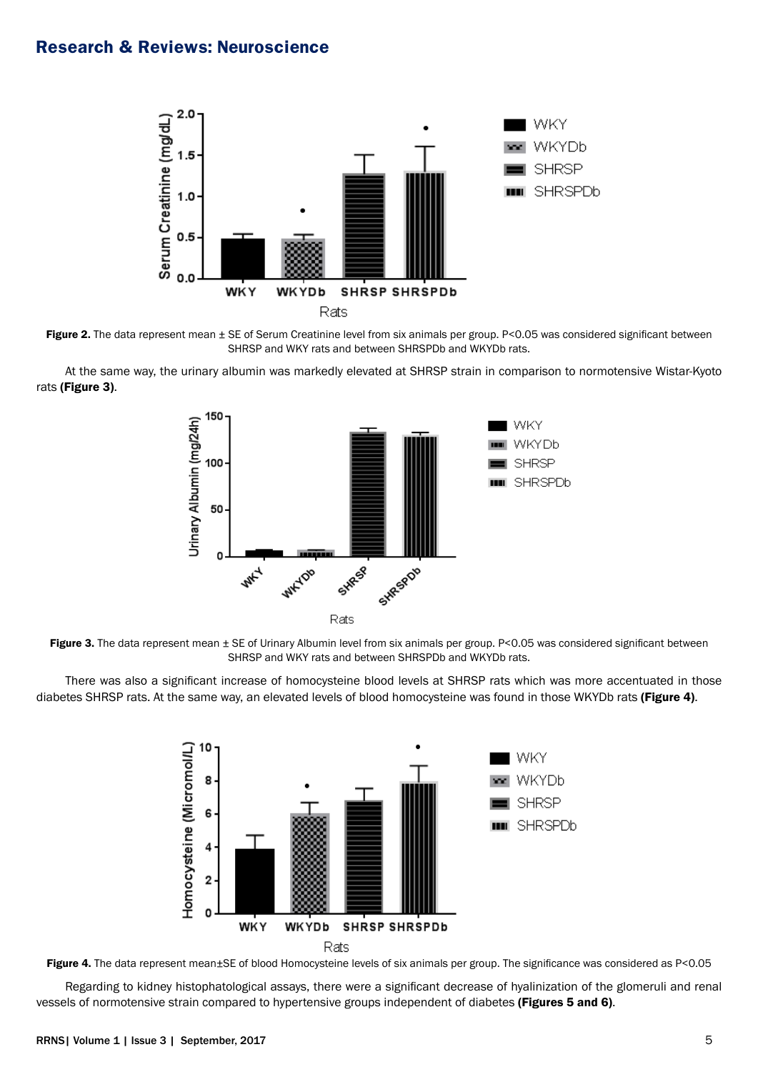**Figure 2.** The data represent mean ± SE of Serum Creatinine level from six animals per group. P<0.05 was considered significant between SHRSP and WKY rats and between SHRSPDb and WKYDb rats.

At the same way, the urinary albumin was markedly elevated at SHRSP strain in comparison to normotensive Wistar-Kyoto rats **(Figure 3)**.

**Figure 3.** The data represent mean ± SE of Urinary Albumin level from six animals per group. P<0.05 was considered significant between SHRSP and WKY rats and between SHRSPDb and WKYDb rats.

There was also a significant increase of homocysteine blood levels at SHRSP rats which was more accentuated in those diabetes SHRSP rats. At the same way, an elevated levels of blood homocysteine was found in those WKYDb rats **(Figure 4)**.

**Figure 4.** The data represent mean±SE of blood Homocysteine levels of six animals per group. The significance was considered as P<0.05

Regarding to kidney histophatological assays, there were a significant decrease of hyalinization of the glomeruli and renal vessels of normotensive strain compared to hypertensive groups independent of diabetes **(Figures 5 and 6)**.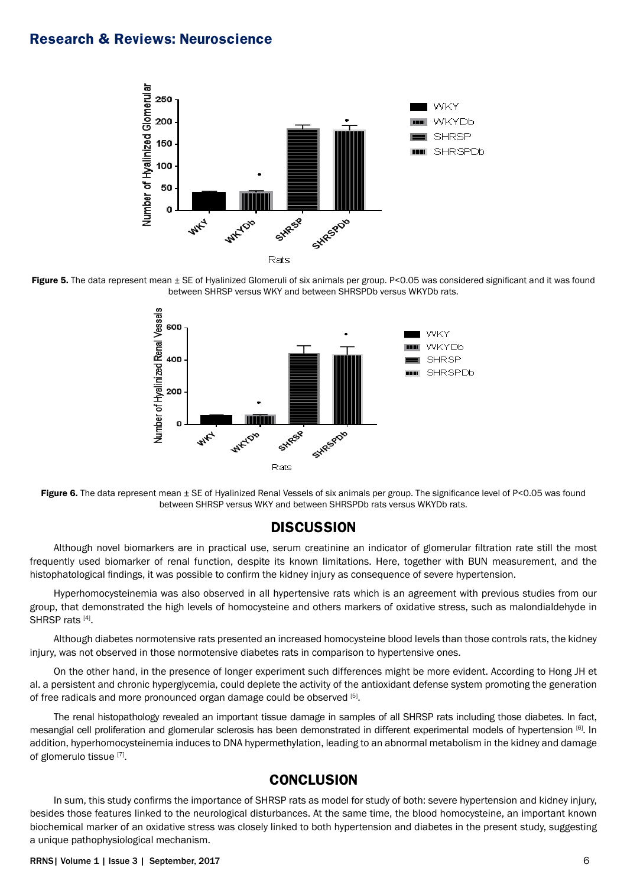Figure 5. The data represent mean ± SE of Hyalinized Glomeruli of six animals per group. P<0.05 was considered significant and it was found between SHRSP versus WKY and between SHRSPDb versus WKYDb rats.

Figure 6. The data represent mean ± SE of Hyalinized Renal Vessels of six animals per group. The significance level of P<0.05 was found between SHRSP versus WKY and between SHRSPDb rats versus WKYDb rats.

## DISCUSSION

Although novel biomarkers are in practical use, serum creatinine an indicator of glomerular filtration rate still the most frequently used biomarker of renal function, despite its known limitations. Here, together with BUN measurement, and the histophatological findings, it was possible to confirm the kidney injury as consequence of severe hypertension.

Hyperhomocysteinemia was also observed in all hypertensive rats which is an agreement with previous studies from our group, that demonstrated the high levels of homocysteine and others markers of oxidative stress, such as malondialdehyde in SHRSP rats [4].

Although diabetes normotensive rats presented an increased homocysteine blood levels than those controls rats, the kidney injury, was not observed in those normotensive diabetes rats in comparison to hypertensive ones.

On the other hand, in the presence of longer experiment such differences might be more evident. According to Hong JH et al. a persistent and chronic hyperglycemia, could deplete the activity of the antioxidant defense system promoting the generation of free radicals and more pronounced organ damage could be observed [5].

The renal histopathology revealed an important tissue damage in samples of all SHRSP rats including those diabetes. In fact, mesangial cell proliferation and glomerular sclerosis has been demonstrated in different experimental models of hypertension [6]. In addition, hyperhomocysteinemia induces to DNA hypermethylation, leading to an abnormal metabolism in the kidney and damage of glomerulo tissue [7].

## CONCLUSION

In sum, this study confirms the importance of SHRSP rats as model for study of both: severe hypertension and kidney injury, besides those features linked to the neurological disturbances. At the same time, the blood homocysteine, an important known biochemical marker of an oxidative stress was closely linked to both hypertension and diabetes in the present study, suggesting a unique pathophysiological mechanism.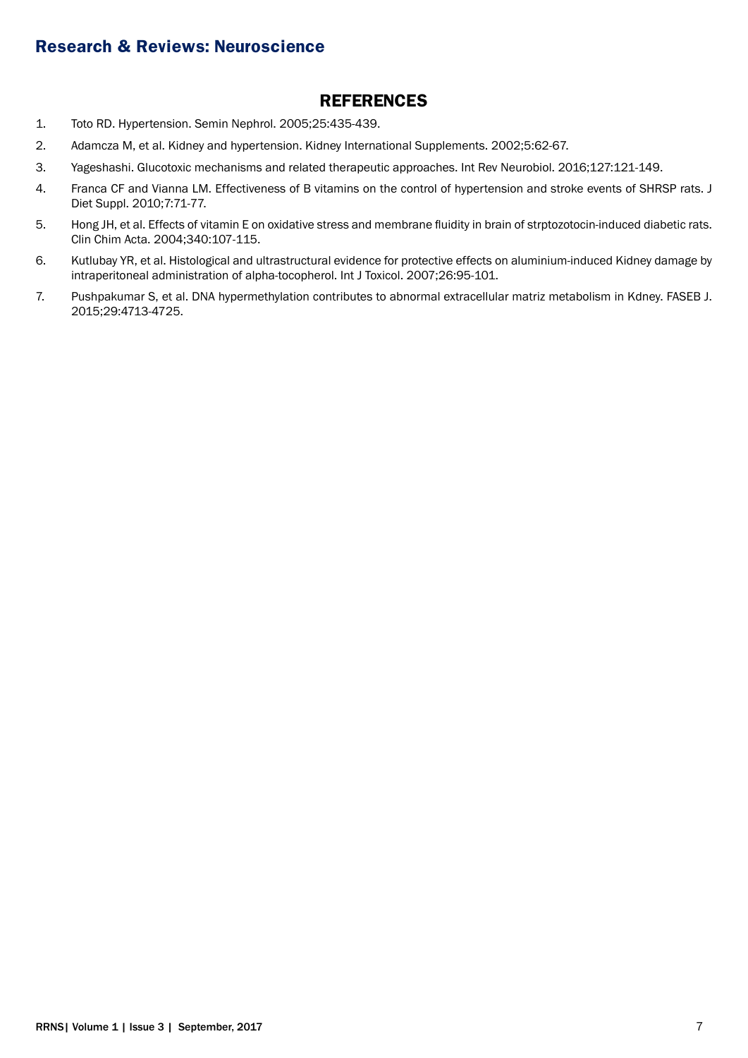## REFERENCES

1. Toto RD. Hypertension. Semin Nephrol. 2005;25:435-439.
2. Adamcza M, et al. Kidney and hypertension. Kidney International Supplements. 2002;5:62-67.
3. Yageshashi. Glucotoxic mechanisms and related therapeutic approaches. Int Rev Neurobiol. 2016;127:121-149.
4. Franca CF and Vianna LM. Effectiveness of B vitamins on the control of hypertension and stroke events of SHRSP rats. J Diet Suppl. 2010;7:71-77.
5. Hong JH, et al. Effects of vitamin E on oxidative stress and membrane fluidity in brain of strptozotocin-induced diabetic rats. Clin Chim Acta. 2004;340:107-115.
6. Kutlubay YR, et al. Histological and ultrastructural evidence for protective effects on aluminium-induced Kidney damage by intraperitoneal administration of alpha-tocopherol. Int J Toxicol. 2007;26:95-101.
7. Pushpakumar S, et al. DNA hypermethylation contributes to abnormal extracellular matriz metabolism in Kdney. FASEB J. 2015;29:4713-4725.